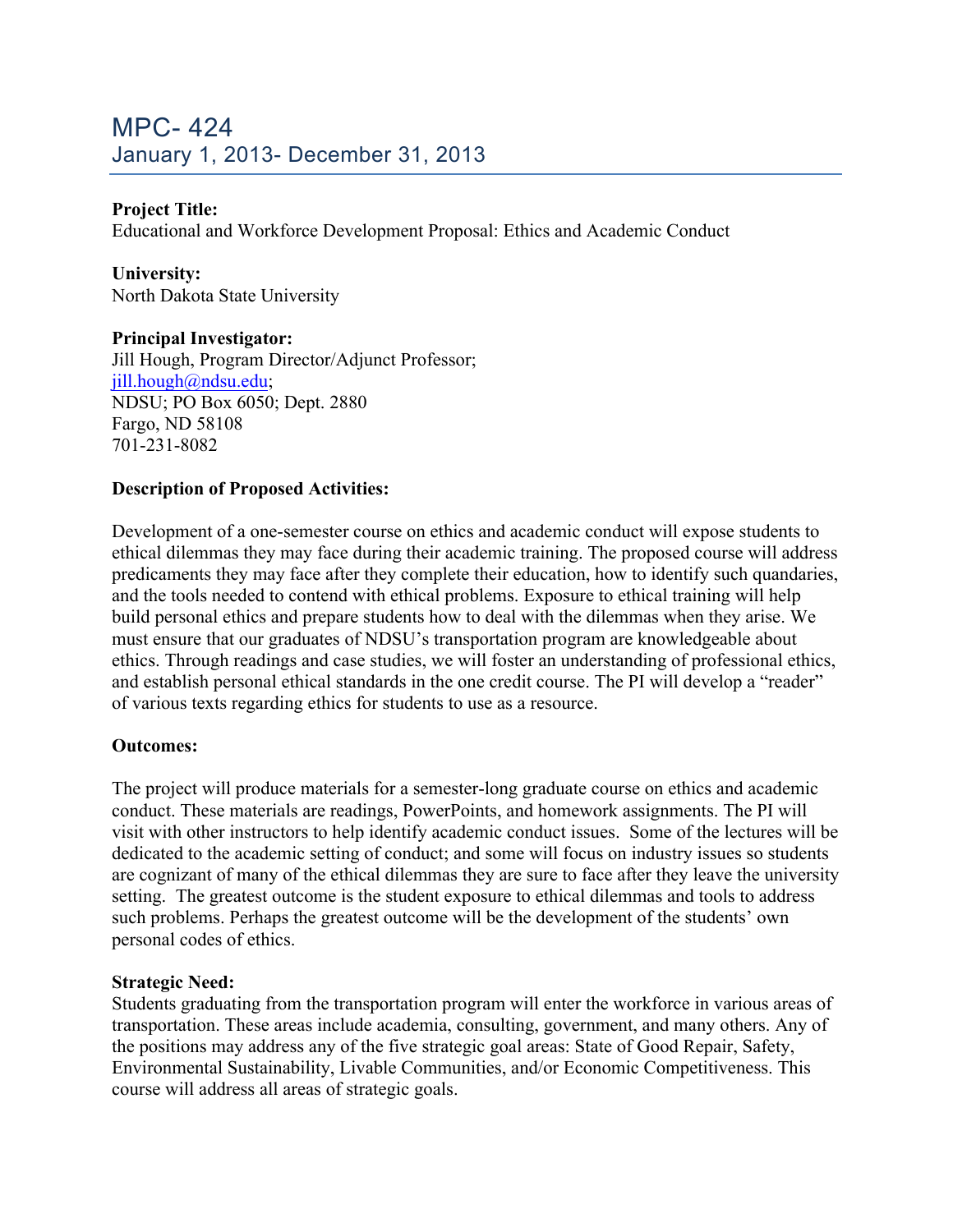# MPC- 424

## January 1, 2013- December 31, 2013

**Project Title:**
Educational and Workforce Development Proposal: Ethics and Academic Conduct

**University:**
North Dakota State University

**Principal Investigator:**
Jill Hough, Program Director/Adjunct Professor;
jill.hough@ndsu.edu;
NDSU; PO Box 6050; Dept. 2880
Fargo, ND 58108
701-231-8082

**Description of Proposed Activities:**

Development of a one-semester course on ethics and academic conduct will expose students to ethical dilemmas they may face during their academic training. The proposed course will address predicaments they may face after they complete their education, how to identify such quandaries, and the tools needed to contend with ethical problems. Exposure to ethical training will help build personal ethics and prepare students how to deal with the dilemmas when they arise. We must ensure that our graduates of NDSU's transportation program are knowledgeable about ethics. Through readings and case studies, we will foster an understanding of professional ethics, and establish personal ethical standards in the one credit course. The PI will develop a "reader" of various texts regarding ethics for students to use as a resource.

**Outcomes:**

The project will produce materials for a semester-long graduate course on ethics and academic conduct. These materials are readings, PowerPoints, and homework assignments. The PI will visit with other instructors to help identify academic conduct issues. Some of the lectures will be dedicated to the academic setting of conduct; and some will focus on industry issues so students are cognizant of many of the ethical dilemmas they are sure to face after they leave the university setting. The greatest outcome is the student exposure to ethical dilemmas and tools to address such problems. Perhaps the greatest outcome will be the development of the students' own personal codes of ethics.

**Strategic Need:**
Students graduating from the transportation program will enter the workforce in various areas of transportation. These areas include academia, consulting, government, and many others. Any of the positions may address any of the five strategic goal areas: State of Good Repair, Safety, Environmental Sustainability, Livable Communities, and/or Economic Competitiveness. This course will address all areas of strategic goals.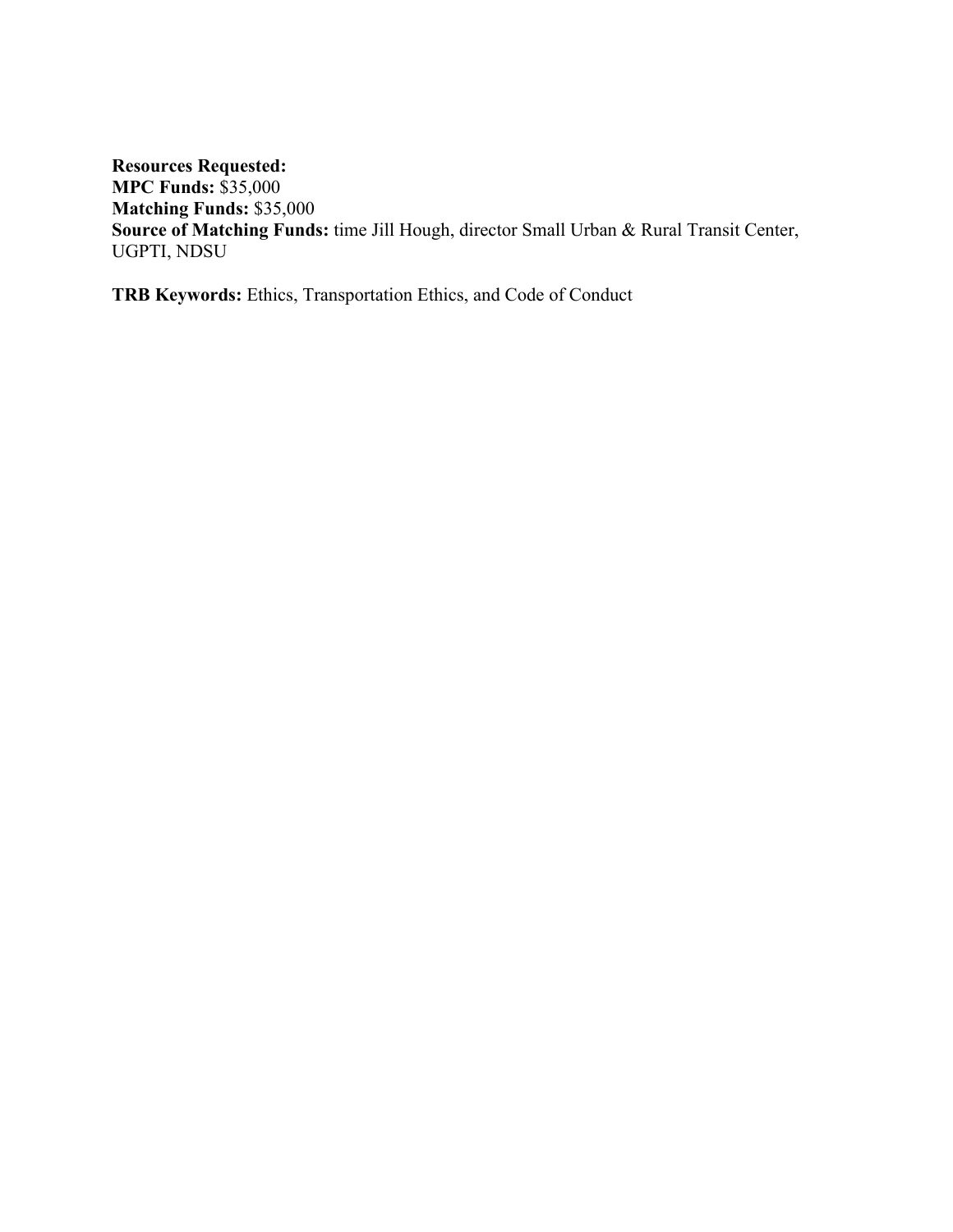**Resources Requested:**
**MPC Funds:** $35,000
**Matching Funds:** $35,000
**Source of Matching Funds:** time Jill Hough, director Small Urban & Rural Transit Center, UGPTI, NDSU

**TRB Keywords:** Ethics, Transportation Ethics, and Code of Conduct